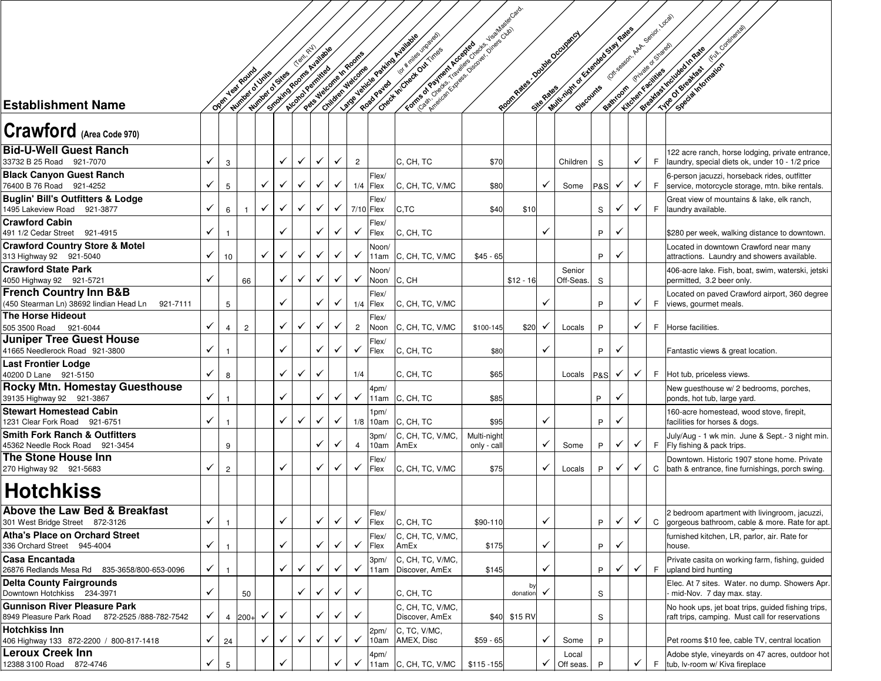| Establishment Name | Open Year Round | Number of Units | Number of Sites (Tent, RV) | Smoking Rooms Available | Alcohol Permitted | Pets Welcome In Rooms | Children Welcome | Large Vehicle Parking Available | Road Paved (or # miles unpaved) | Check In/Check Out Times | Forms of Payment Accepted (Cash, Checks, Travellers Checks, Visa/MasterCard, American Express, Discover, Diners Club) | Room Rates - Double Occupancy | Site Rates | Multi-night or Extended Stay Rates | Discounts (Off-season, AAA, Senior, Local) | Bathroom (Private or Shared) | Kitchen Facilities | Breakfast Included In Rate | Type Of Breakfast (Full, Continental) | Special Information |
|---|---|---|---|---|---|---|---|---|---|---|---|---|---|---|---|---|---|---|---|---|
| **Crawford (Area Code 970)** | | | | | | | | | | | | | | | | | | | | |
| **Bid-U-Well Guest Ranch** 33732 B 25 Road 921-7070 | ✓ | 3 | | | ✓ | ✓ | ✓ | ✓ | 2 | | C, CH, TC | $70 | | | Children | S | | ✓ | F | 122 acre ranch, horse lodging, private entrance, laundry, special diets ok, under 10 - 1/2 price |
| **Black Canyon Guest Ranch** 76400 B 76 Road 921-4252 | ✓ | 5 | | ✓ | ✓ | ✓ | ✓ | ✓ | 1/4 | Flex/ Flex | C, CH, TC, V/MC | $80 | | ✓ | Some | P&S | ✓ | ✓ | F | 6-person jacuzzi, horseback rides, outfitter service, motorcycle storage, mtn. bike rentals. |
| **Buglin' Bill's Outfitters & Lodge** 1495 Lakeview Road 921-3877 | ✓ | 6 | 1 | ✓ | ✓ | ✓ | ✓ | ✓ | 7/10 | Flex/ Flex | C,TC | $40 | $10 | | | S | ✓ | ✓ | F | Great view of mountains & lake, elk ranch, laundry available. |
| **Crawford Cabin** 491 1/2 Cedar Street 921-4915 | ✓ | 1 | | | ✓ | | ✓ | ✓ | ✓ | Flex/ Flex | C, CH, TC | | | ✓ | | P | ✓ | | | $280 per week, walking distance to downtown. |
| **Crawford Country Store & Motel** 313 Highway 92 921-5040 | ✓ | 10 | | ✓ | ✓ | ✓ | ✓ | ✓ | ✓ | Noon/ 11am | C, CH, TC, V/MC | $45 - 65 | | | | P | ✓ | | | Located in downtown Crawford near many attractions. Laundry and showers available. |
| **Crawford State Park** 4050 Highway 92 921-5721 | ✓ | | 66 | | ✓ | ✓ | ✓ | ✓ | ✓ | Noon/ Noon | C, CH | | $12 - 16 | | Senior Off-Seas. | S | | | | 406-acre lake. Fish, boat, swim, waterski, jetski permitted, 3.2 beer only. |
| **French Country Inn B&B** (450 Stearman Ln) 38692 lindian Head Ln 921-7111 | | 5 | | | ✓ | | ✓ | ✓ | 1/4 | Flex/ Flex | C, CH, TC, V/MC | | | ✓ | | P | | ✓ | F | Located on paved Crawford airport, 360 degree views, gourmet meals. |
| **The Horse Hideout** 505 3500 Road 921-6044 | ✓ | 4 | 2 | | ✓ | ✓ | ✓ | ✓ | 2 | Flex/ Noon | C, CH, TC, V/MC | $100-145 | $20 | ✓ | Locals | P | | ✓ | F | Horse facilities. |
| **Juniper Tree Guest House** 41665 Needlerock Road 921-3800 | ✓ | 1 | | | ✓ | | ✓ | ✓ | ✓ | Flex/ Flex | C, CH, TC | $80 | | ✓ | | P | ✓ | | | Fantastic views & great location. |
| **Last Frontier Lodge** 40200 D Lane 921-5150 | ✓ | 8 | | | ✓ | ✓ | ✓ | | 1/4 | | C, CH, TC | $65 | | | Locals | P&S | ✓ | ✓ | F | Hot tub, priceless views. |
| **Rocky Mtn. Homestay Guesthouse** 39135 Highway 92 921-3867 | ✓ | 1 | | | ✓ | | ✓ | ✓ | ✓ | 4pm/ 11am | C, CH, TC | $85 | | | | P | ✓ | | | New guesthouse w/ 2 bedrooms, porches, ponds, hot tub, large yard. |
| **Stewart Homestead Cabin** 1231 Clear Fork Road 921-6751 | ✓ | 1 | | | ✓ | ✓ | ✓ | ✓ | 1/8 | 1pm/ 10am | C, CH, TC | $95 | | ✓ | | P | ✓ | | | 160-acre homestead, wood stove, firepit, facilities for horses & dogs. |
| **Smith Fork Ranch & Outfitters** 45362 Needle Rock Road 921-3454 | | 9 | | | | | ✓ | ✓ | 4 | 3pm/ 10am | C, CH, TC, V/MC, AmEx | Multi-night only - call | | ✓ | Some | P | ✓ | ✓ | F | July/Aug - 1 wk min. June & Sept.- 3 night min. Fly fishing & pack trips. |
| **The Stone House Inn** 270 Highway 92 921-5683 | ✓ | 2 | | | ✓ | | ✓ | ✓ | ✓ | Flex/ Flex | C, CH, TC, V/MC | $75 | | ✓ | Locals | P | ✓ | ✓ | C | Downtown. Historic 1907 stone home. Private bath & entrance, fine furnishings, porch swing. |
| **Hotchkiss** | | | | | | | | | | | | | | | | | | | | |
| **Above the Law Bed & Breakfast** 301 West Bridge Street 872-3126 | ✓ | 1 | | | ✓ | | ✓ | ✓ | ✓ | Flex/ Flex | C, CH, TC | $90-110 | | ✓ | | P | ✓ | ✓ | C | 2 bedroom apartment with livingroom, jacuzzi, gorgeous bathroom, cable & more. Rate for apt. |
| **Atha's Place on Orchard Street** 336 Orchard Street 945-4004 | ✓ | 1 | | | ✓ | | ✓ | ✓ | ✓ | Flex/ Flex | C, CH, TC, V/MC, AmEx | $175 | | ✓ | | P | ✓ | | | furnished kitchen, LR, parlor, air. Rate for house. |
| **Casa Encantada** 26876 Redlands Mesa Rd 835-3658/800-653-0096 | ✓ | 1 | | | ✓ | ✓ | ✓ | ✓ | ✓ | 3pm/ 11am | C, CH, TC, V/MC, Discover, AmEx | $145 | | ✓ | | P | ✓ | ✓ | F | Private casita on working farm, fishing, guided upland bird hunting |
| **Delta County Fairgrounds** Downtown Hotchkiss 234-3971 | ✓ | | 50 | | | ✓ | ✓ | ✓ | ✓ | | C, CH, TC | | by donation | ✓ | | S | | | | Elec. At 7 sites. Water. no dump. Showers Apr. - mid-Nov. 7 day max. stay. |
| **Gunnison River Pleasure Park** 8949 Pleasure Park Road 872-2525 /888-782-7542 | ✓ | 4 | 200+ | ✓ | ✓ | | ✓ | ✓ | ✓ | | C, CH, TC, V/MC, Discover, AmEx | $40 | $15 RV | | | S | | | | No hook ups, jet boat trips, guided fishing trips, raft trips, camping. Must call for reservations |
| **Hotchkiss Inn** 406 Highway 133 872-2200 / 800-817-1418 | ✓ | 24 | | ✓ | ✓ | ✓ | ✓ | ✓ | ✓ | 2pm/ 10am | C, TC, V/MC, AMEX, Disc | $59 - 65 | | ✓ | Some | P | | | | Pet rooms $10 fee, cable TV, central location |
| **Leroux Creek Inn** 12388 3100 Road 872-4746 | ✓ | 5 | | | ✓ | | | ✓ | ✓ | 4pm/ 11am | C, CH, TC, V/MC | $115 -155 | | ✓ | Local Off seas. | P | | ✓ | F | Adobe style, vineyards on 47 acres, outdoor hot tub, lv-room w/ Kiva fireplace |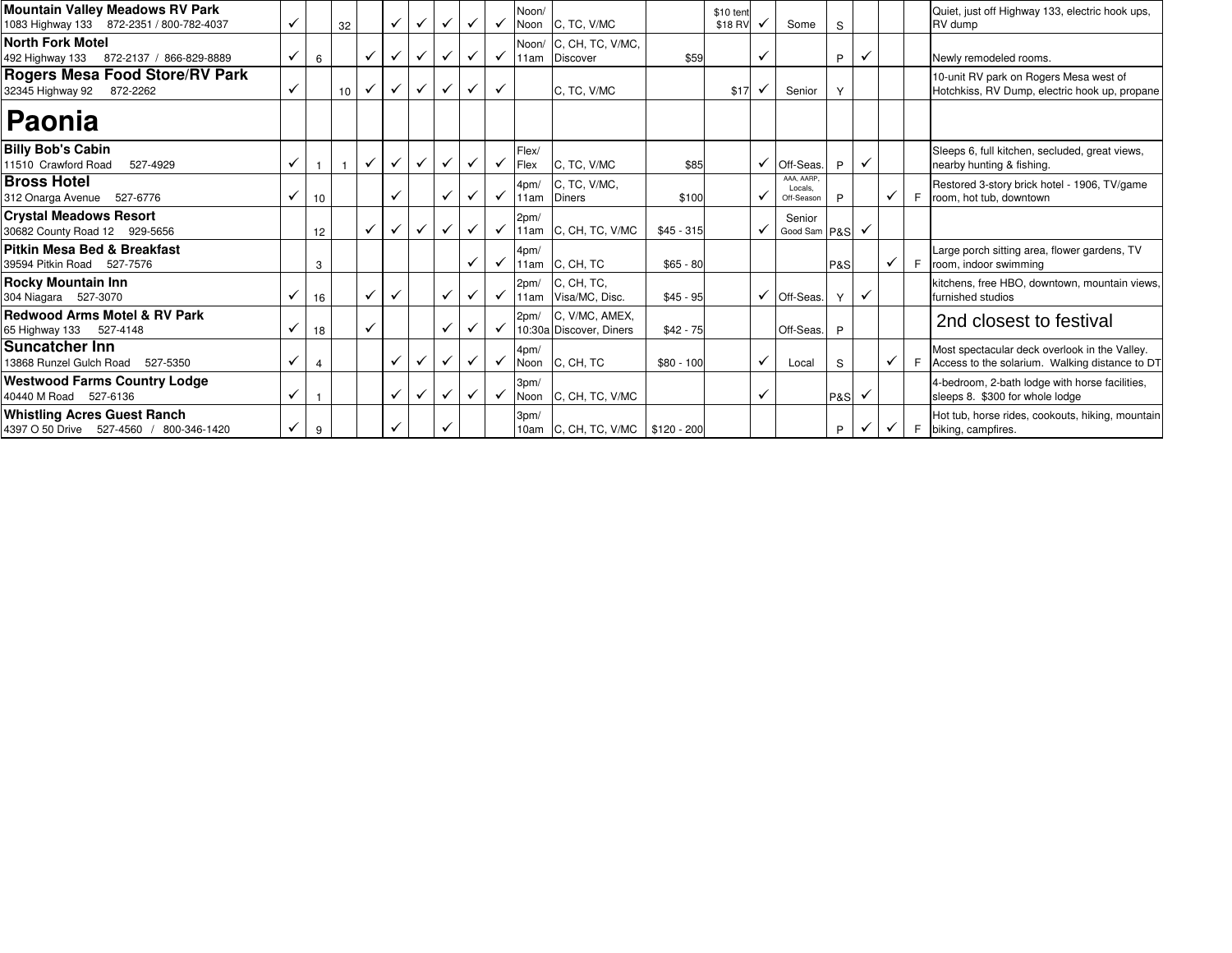| | | | | | | | | | | | | | | | | | | | | |
|---|---|---|---|---|---|---|---|---|---|---|---|---|---|---|---|---|---|---|---|---|
| **Mountain Valley Meadows RV Park** 1083 Highway 133 872-2351 / 800-782-4037 | ✓ | | 32 | | ✓ | ✓ | ✓ | ✓ | ✓ | Noon/ Noon | C, TC, V/MC | | $10 tent $18 RV | ✓ | Some | S | | | | Quiet, just off Highway 133, electric hook ups, RV dump |
| **North Fork Motel** 492 Highway 133 872-2137 / 866-829-8889 | ✓ | 6 | | ✓ | ✓ | ✓ | ✓ | ✓ | ✓ | Noon/ 11am | C, CH, TC, V/MC, Discover | $59 | | ✓ | | P | ✓ | | | Newly remodeled rooms. |
| **Rogers Mesa Food Store/RV Park** 32345 Highway 92 872-2262 | ✓ | | 10 | ✓ | ✓ | ✓ | ✓ | ✓ | ✓ | | C, TC, V/MC | | $17 | ✓ | Senior | Y | | | | 10-unit RV park on Rogers Mesa west of Hotchkiss, RV Dump, electric hook up, propane |
| **Paonia** | | | | | | | | | | | | | | | | | | | | |
| **Billy Bob's Cabin** 11510 Crawford Road 527-4929 | ✓ | 1 | 1 | ✓ | ✓ | ✓ | ✓ | ✓ | ✓ | Flex/ Flex | C, TC, V/MC | $85 | | ✓ | Off-Seas. | P | ✓ | | | Sleeps 6, full kitchen, secluded, great views, nearby hunting & fishing. |
| **Bross Hotel** 312 Onarga Avenue 527-6776 | ✓ | 10 | | | ✓ | | ✓ | ✓ | ✓ | 4pm/ 11am | C, TC, V/MC, Diners | $100 | | ✓ | AAA, AARP, Locals, Off-Season | P | | ✓ | F | Restored 3-story brick hotel - 1906, TV/game room, hot tub, downtown |
| **Crystal Meadows Resort** 30682 County Road 12 929-5656 | | 12 | | ✓ | ✓ | ✓ | ✓ | ✓ | ✓ | 2pm/ 11am | C, CH, TC, V/MC | $45 - 315 | | ✓ | Senior Good Sam | P&S | ✓ | | | |
| **Pitkin Mesa Bed & Breakfast** 39594 Pitkin Road 527-7576 | | 3 | | | | | | ✓ | ✓ | 4pm/ 11am | C, CH, TC | $65 - 80 | | | | P&S | | ✓ | F | Large porch sitting area, flower gardens, TV room, indoor swimming |
| **Rocky Mountain Inn** 304 Niagara 527-3070 | ✓ | 16 | | ✓ | ✓ | | ✓ | ✓ | ✓ | 2pm/ 11am | C, CH, TC, Visa/MC, Disc. | $45 - 95 | | ✓ | Off-Seas. | Y | ✓ | | | kitchens, free HBO, downtown, mountain views, furnished studios |
| **Redwood Arms Motel & RV Park** 65 Highway 133 527-4148 | ✓ | 18 | | ✓ | | | ✓ | ✓ | ✓ | 2pm/ 10:30a | C, V/MC, AMEX, Discover, Diners | $42 - 75 | | | Off-Seas. | P | | | | 2nd closest to festival |
| **Suncatcher Inn** 13868 Runzel Gulch Road 527-5350 | ✓ | 4 | | | ✓ | ✓ | ✓ | ✓ | ✓ | 4pm/ Noon | C, CH, TC | $80 - 100 | | ✓ | Local | S | | ✓ | F | Most spectacular deck overlook in the Valley. Access to the solarium. Walking distance to DT |
| **Westwood Farms Country Lodge** 40440 M Road 527-6136 | ✓ | 1 | | | ✓ | ✓ | ✓ | ✓ | ✓ | 3pm/ Noon | C, CH, TC, V/MC | | | ✓ | | P&S | ✓ | | | 4-bedroom, 2-bath lodge with horse facilities, sleeps 8. $300 for whole lodge |
| **Whistling Acres Guest Ranch** 4397 O 50 Drive 527-4560 / 800-346-1420 | ✓ | 9 | | | ✓ | | ✓ | | | 3pm/ 10am | C, CH, TC, V/MC | $120 - 200 | | | | P | ✓ | ✓ | F | Hot tub, horse rides, cookouts, hiking, mountain biking, campfires. |